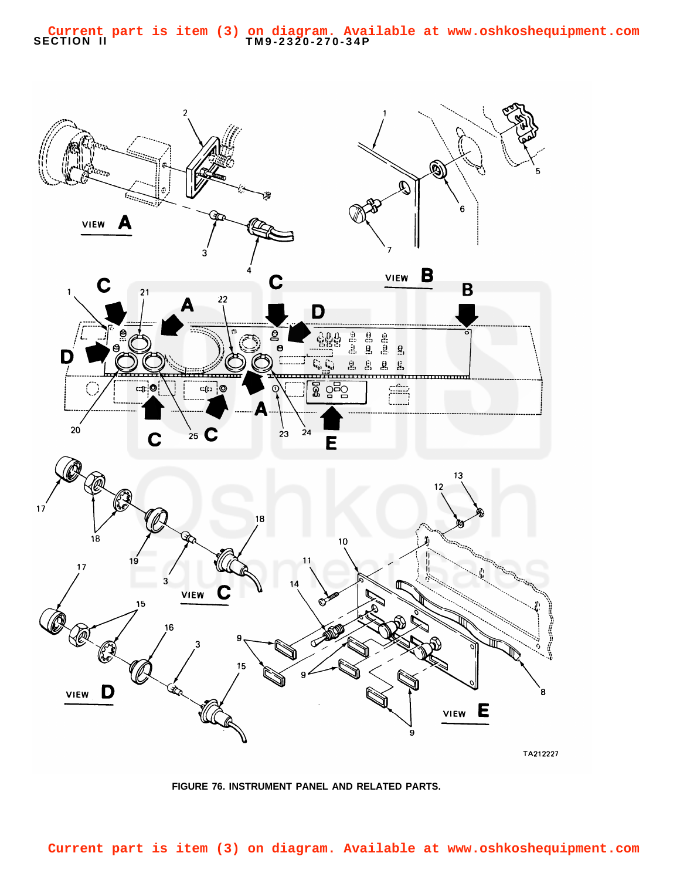Current part is item (3) on diagram. Available at www.oshkoshequipment.com

FIGURE 76. INSTRUMENT PANEL AND RELATED PARTS.

Current part is item (3) on diagram. Available at www.oshkoshequipment.com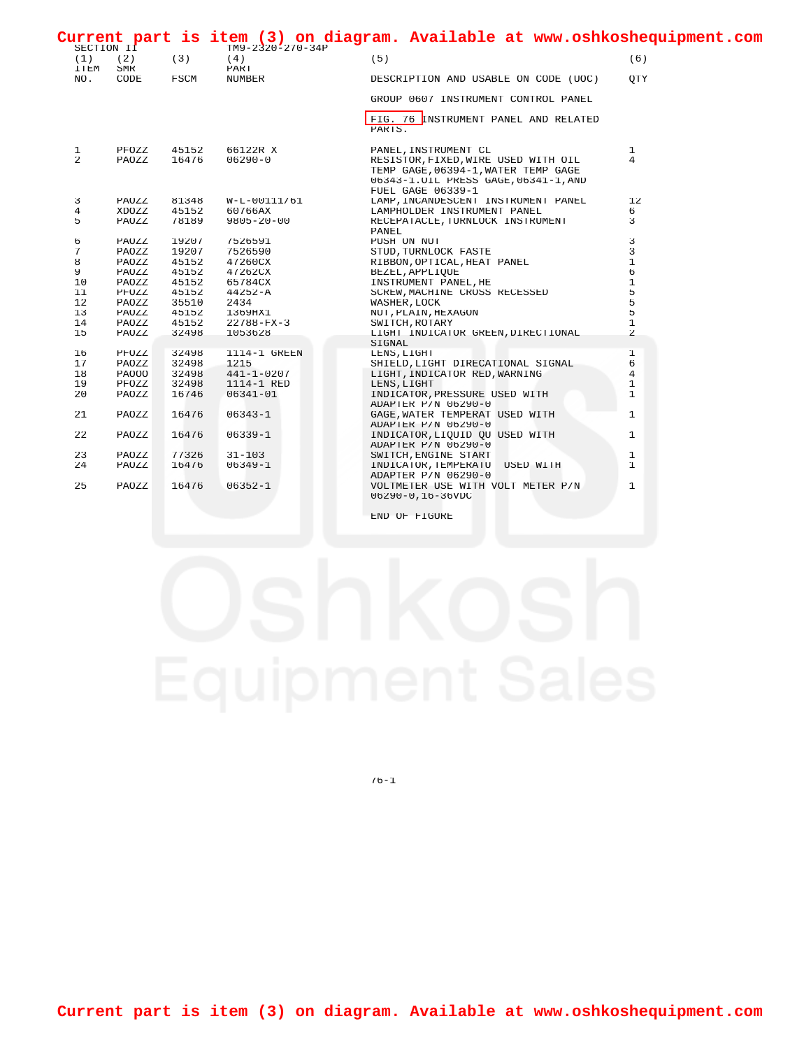Current part is item (3) on diagram. Available at www.oshkoshequipment.com

SECTION II TM9-2320-270-34P

| (1) ITEM NO. | (2) SMR CODE | (3) FSCM | (4) PART NUMBER | (5) DESCRIPTION AND USABLE ON CODE (UOC) | (6) QTY |
|---|---|---|---|---|---|
| | | | | GROUP 0607 INSTRUMENT CONTROL PANEL | |
| | | | | FIG. 76 INSTRUMENT PANEL AND RELATED PARTS. | |
| 1 | PFOZZ | 45152 | 66122R X | PANEL,INSTRUMENT CL | 1 |
| 2 | PAOZZ | 16476 | 06290-0 | RESISTOR,FIXED,WIRE USED WITH OIL TEMP GAGE,06394-1,WATER TEMP GAGE 06343-1.OIL PRESS GAGE,06341-1,AND FUEL GAGE 06339-1 | 4 |
| 3 | PAOZZ | 81348 | W-L-00111/61 | LAMP,INCANDESCENT INSTRUMENT PANEL | 12 |
| 4 | XDOZZ | 45152 | 60766AX | LAMPHOLDER INSTRUMENT PANEL | 6 |
| 5 | PAOZZ | 78189 | 9805-20-00 | RECEPATACLE,TURNLOCK INSTRUMENT PANEL | 3 |
| 6 | PAOZZ | 19207 | 7526591 | PUSH ON NUT | 3 |
| 7 | PAOZZ | 19207 | 7526590 | STUD,TURNLOCK FASTE | 3 |
| 8 | PAOZZ | 45152 | 47260CX | RIBBON,OPTICAL,HEAT PANEL | 1 |
| 9 | PAOZZ | 45152 | 47262CX | BEZEL,APPLIQUE | 6 |
| 10 | PAOZZ | 45152 | 65784CX | INSTRUMENT PANEL,HE | 1 |
| 11 | PFOZZ | 45152 | 44252-A | SCREW,MACHINE CROSS RECESSED | 5 |
| 12 | PAOZZ | 35510 | 2434 | WASHER,LOCK | 5 |
| 13 | PAOZZ | 45152 | 1369HX1 | NUT,PLAIN,HEXAGON | 5 |
| 14 | PAOZZ | 45152 | 22788-FX-3 | SWITCH,ROTARY | 1 |
| 15 | PAOZZ | 32498 | 1053628 | LIGHT INDICATOR GREEN,DIRECTIONAL SIGNAL | 2 |
| 16 | PFOZZ | 32498 | 1114-1 GREEN | LENS,LIGHT | 1 |
| 17 | PAOZZ | 32498 | 1215 | SHIELD,LIGHT DIRECATIONAL SIGNAL | 6 |
| 18 | PAOOO | 32498 | 441-1-0207 | LIGHT,INDICATOR RED,WARNING | 4 |
| 19 | PFOZZ | 32498 | 1114-1 RED | LENS,LIGHT | 1 |
| 20 | PAOZZ | 16746 | 06341-01 | INDICATOR,PRESSURE USED WITH ADAPTER P/N 06290-0 | 1 |
| 21 | PAOZZ | 16476 | 06343-1 | GAGE,WATER TEMPERAT USED WITH ADAPTER P/N 06290-0 | 1 |
| 22 | PAOZZ | 16476 | 06339-1 | INDICATOR,LIQUID QU USED WITH ADAPTER P/N 06290-0 | 1 |
| 23 | PAOZZ | 77326 | 31-103 | SWITCH,ENGINE START | 1 |
| 24 | PAOZZ | 16476 | 06349-1 | INDICATOR,TEMPERATU USED WITH ADAPTER P/N 06290-0 | 1 |
| 25 | PAOZZ | 16476 | 06352-1 | VOLTMETER USE WITH VOLT METER P/N 06290-0,16-36VDC | 1 |
| | | | | END OF FIGURE | |

Current part is item (3) on diagram. Available at www.oshkoshequipment.com